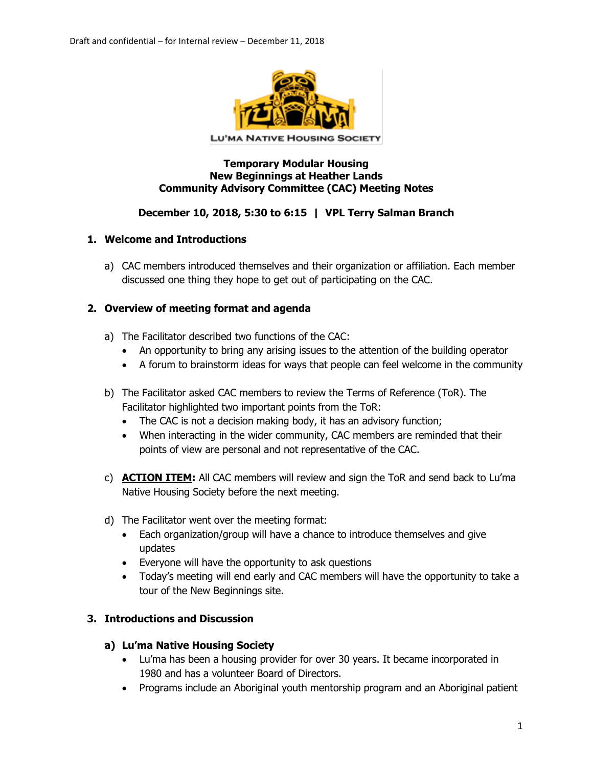Draft and confidential – for Internal review – December 11, 2018

LU'MA NATIVE HOUSING SOCIETY

**Temporary Modular Housing**
**New Beginnings at Heather Lands**
**Community Advisory Committee (CAC) Meeting Notes**

**December 10, 2018, 5:30 to 6:15 | VPL Terry Salman Branch**

## 1. Welcome and Introductions

a) CAC members introduced themselves and their organization or affiliation. Each member discussed one thing they hope to get out of participating on the CAC.

## 2. Overview of meeting format and agenda

a) The Facilitator described two functions of the CAC:
- An opportunity to bring any arising issues to the attention of the building operator
- A forum to brainstorm ideas for ways that people can feel welcome in the community

b) The Facilitator asked CAC members to review the Terms of Reference (ToR). The Facilitator highlighted two important points from the ToR:
- The CAC is not a decision making body, it has an advisory function;
- When interacting in the wider community, CAC members are reminded that their points of view are personal and not representative of the CAC.

c) **ACTION ITEM:** All CAC members will review and sign the ToR and send back to Lu'ma Native Housing Society before the next meeting.

d) The Facilitator went over the meeting format:
- Each organization/group will have a chance to introduce themselves and give updates
- Everyone will have the opportunity to ask questions
- Today's meeting will end early and CAC members will have the opportunity to take a tour of the New Beginnings site.

## 3. Introductions and Discussion

### a) Lu'ma Native Housing Society

- Lu'ma has been a housing provider for over 30 years. It became incorporated in 1980 and has a volunteer Board of Directors.
- Programs include an Aboriginal youth mentorship program and an Aboriginal patient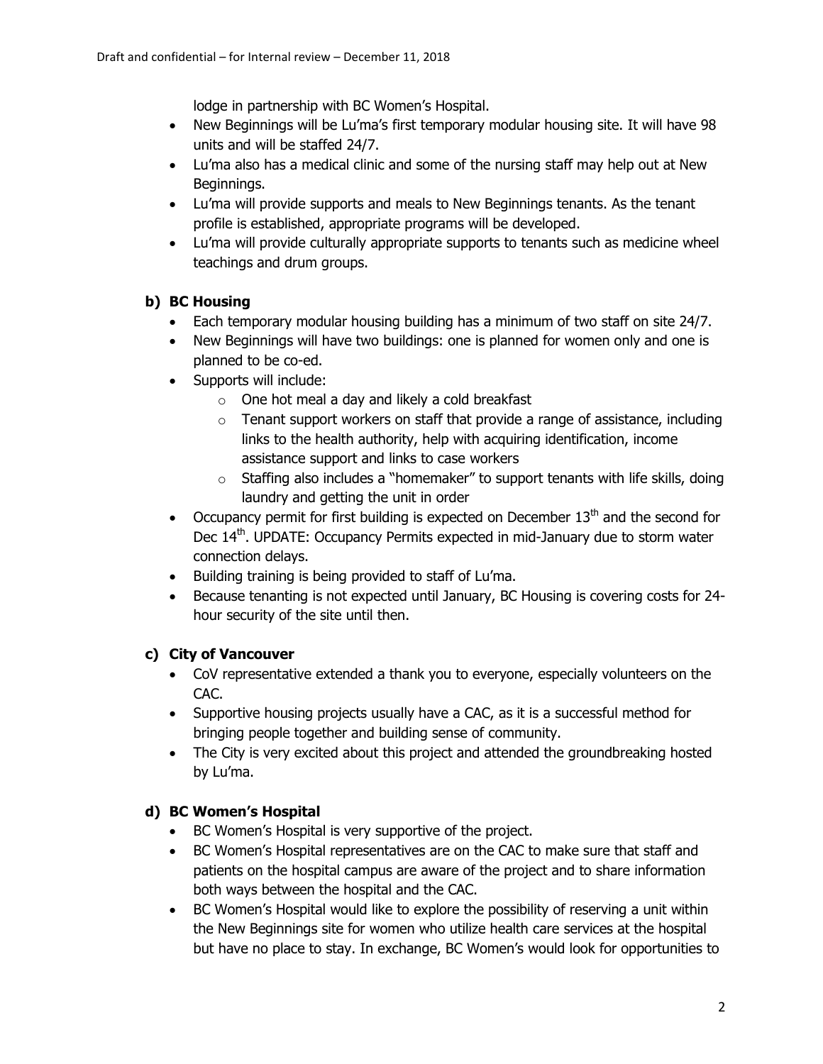lodge in partnership with BC Women's Hospital.

- New Beginnings will be Lu'ma's first temporary modular housing site. It will have 98 units and will be staffed 24/7.
- Lu'ma also has a medical clinic and some of the nursing staff may help out at New Beginnings.
- Lu'ma will provide supports and meals to New Beginnings tenants. As the tenant profile is established, appropriate programs will be developed.
- Lu'ma will provide culturally appropriate supports to tenants such as medicine wheel teachings and drum groups.

### b) BC Housing

- Each temporary modular housing building has a minimum of two staff on site 24/7.
- New Beginnings will have two buildings: one is planned for women only and one is planned to be co-ed.
- Supports will include:
  - One hot meal a day and likely a cold breakfast
  - Tenant support workers on staff that provide a range of assistance, including links to the health authority, help with acquiring identification, income assistance support and links to case workers
  - Staffing also includes a "homemaker" to support tenants with life skills, doing laundry and getting the unit in order
- Occupancy permit for first building is expected on December 13th and the second for Dec 14th. UPDATE: Occupancy Permits expected in mid-January due to storm water connection delays.
- Building training is being provided to staff of Lu'ma.
- Because tenanting is not expected until January, BC Housing is covering costs for 24-hour security of the site until then.

### c) City of Vancouver

- CoV representative extended a thank you to everyone, especially volunteers on the CAC.
- Supportive housing projects usually have a CAC, as it is a successful method for bringing people together and building sense of community.
- The City is very excited about this project and attended the groundbreaking hosted by Lu'ma.

### d) BC Women's Hospital

- BC Women's Hospital is very supportive of the project.
- BC Women's Hospital representatives are on the CAC to make sure that staff and patients on the hospital campus are aware of the project and to share information both ways between the hospital and the CAC.
- BC Women's Hospital would like to explore the possibility of reserving a unit within the New Beginnings site for women who utilize health care services at the hospital but have no place to stay. In exchange, BC Women's would look for opportunities to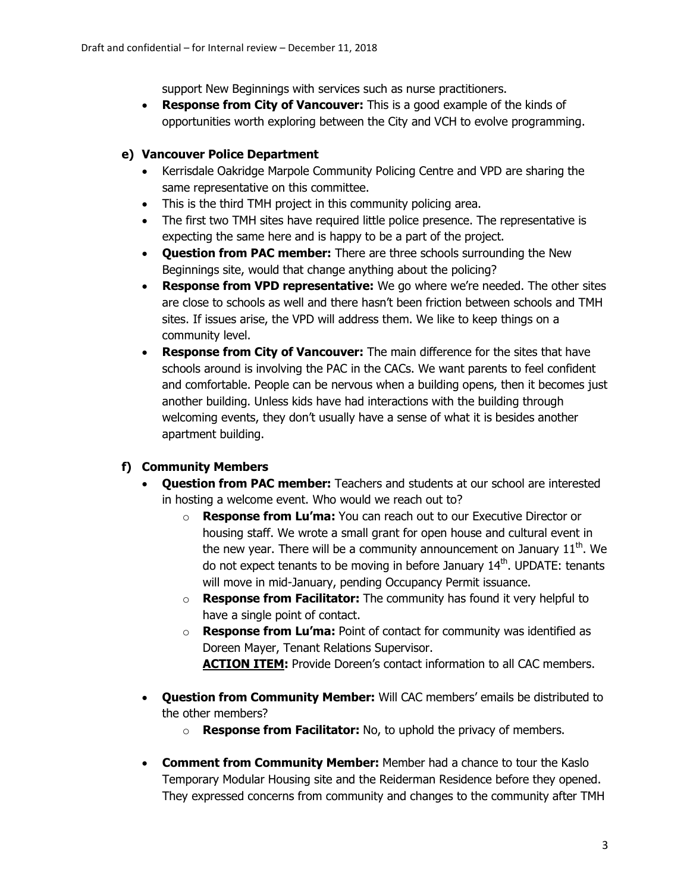support New Beginnings with services such as nurse practitioners.

- **Response from City of Vancouver:** This is a good example of the kinds of opportunities worth exploring between the City and VCH to evolve programming.

### e) Vancouver Police Department

- Kerrisdale Oakridge Marpole Community Policing Centre and VPD are sharing the same representative on this committee.
- This is the third TMH project in this community policing area.
- The first two TMH sites have required little police presence. The representative is expecting the same here and is happy to be a part of the project.
- **Question from PAC member:** There are three schools surrounding the New Beginnings site, would that change anything about the policing?
- **Response from VPD representative:** We go where we're needed. The other sites are close to schools as well and there hasn't been friction between schools and TMH sites. If issues arise, the VPD will address them. We like to keep things on a community level.
- **Response from City of Vancouver:** The main difference for the sites that have schools around is involving the PAC in the CACs. We want parents to feel confident and comfortable. People can be nervous when a building opens, then it becomes just another building. Unless kids have had interactions with the building through welcoming events, they don't usually have a sense of what it is besides another apartment building.

### f) Community Members

- **Question from PAC member:** Teachers and students at our school are interested in hosting a welcome event. Who would we reach out to?
  - **Response from Lu'ma:** You can reach out to our Executive Director or housing staff. We wrote a small grant for open house and cultural event in the new year. There will be a community announcement on January 11th. We do not expect tenants to be moving in before January 14th. UPDATE: tenants will move in mid-January, pending Occupancy Permit issuance.
  - **Response from Facilitator:** The community has found it very helpful to have a single point of contact.
  - **Response from Lu'ma:** Point of contact for community was identified as Doreen Mayer, Tenant Relations Supervisor.
    **ACTION ITEM:** Provide Doreen's contact information to all CAC members.

- **Question from Community Member:** Will CAC members' emails be distributed to the other members?
  - **Response from Facilitator:** No, to uphold the privacy of members.

- **Comment from Community Member:** Member had a chance to tour the Kaslo Temporary Modular Housing site and the Reiderman Residence before they opened. They expressed concerns from community and changes to the community after TMH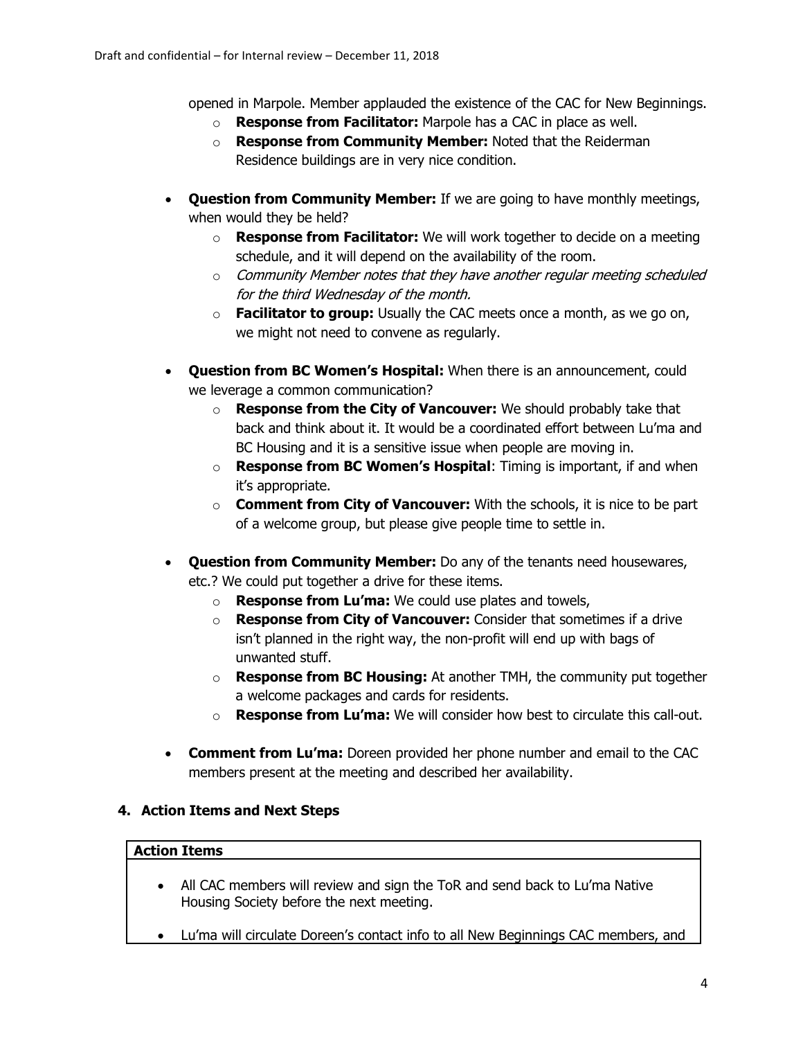opened in Marpole. Member applauded the existence of the CAC for New Beginnings.
  - **Response from Facilitator:** Marpole has a CAC in place as well.
  - **Response from Community Member:** Noted that the Reiderman Residence buildings are in very nice condition.

- **Question from Community Member:** If we are going to have monthly meetings, when would they be held?
  - **Response from Facilitator:** We will work together to decide on a meeting schedule, and it will depend on the availability of the room.
  - *Community Member notes that they have another regular meeting scheduled for the third Wednesday of the month.*
  - **Facilitator to group:** Usually the CAC meets once a month, as we go on, we might not need to convene as regularly.

- **Question from BC Women's Hospital:** When there is an announcement, could we leverage a common communication?
  - **Response from the City of Vancouver:** We should probably take that back and think about it. It would be a coordinated effort between Lu'ma and BC Housing and it is a sensitive issue when people are moving in.
  - **Response from BC Women's Hospital**: Timing is important, if and when it's appropriate.
  - **Comment from City of Vancouver:** With the schools, it is nice to be part of a welcome group, but please give people time to settle in.

- **Question from Community Member:** Do any of the tenants need housewares, etc.? We could put together a drive for these items.
  - **Response from Lu'ma:** We could use plates and towels,
  - **Response from City of Vancouver:** Consider that sometimes if a drive isn't planned in the right way, the non-profit will end up with bags of unwanted stuff.
  - **Response from BC Housing:** At another TMH, the community put together a welcome packages and cards for residents.
  - **Response from Lu'ma:** We will consider how best to circulate this call-out.

- **Comment from Lu'ma:** Doreen provided her phone number and email to the CAC members present at the meeting and described her availability.

## 4. Action Items and Next Steps

| **Action Items** |
| --- |
| • All CAC members will review and sign the ToR and send back to Lu'ma Native Housing Society before the next meeting.<br>• Lu'ma will circulate Doreen's contact info to all New Beginnings CAC members, and |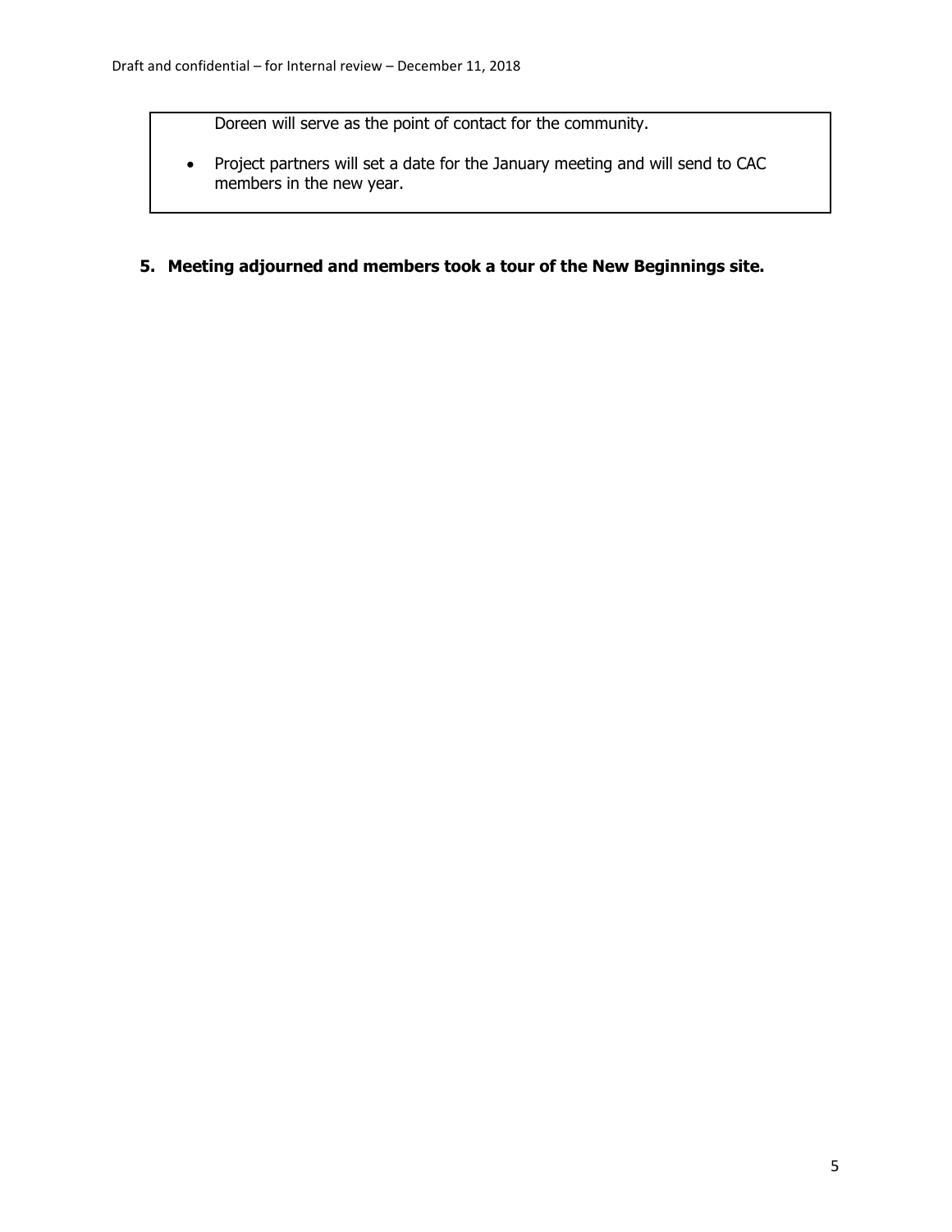Doreen will serve as the point of contact for the community.

- Project partners will set a date for the January meeting and will send to CAC members in the new year.

**5. Meeting adjourned and members took a tour of the New Beginnings site.**